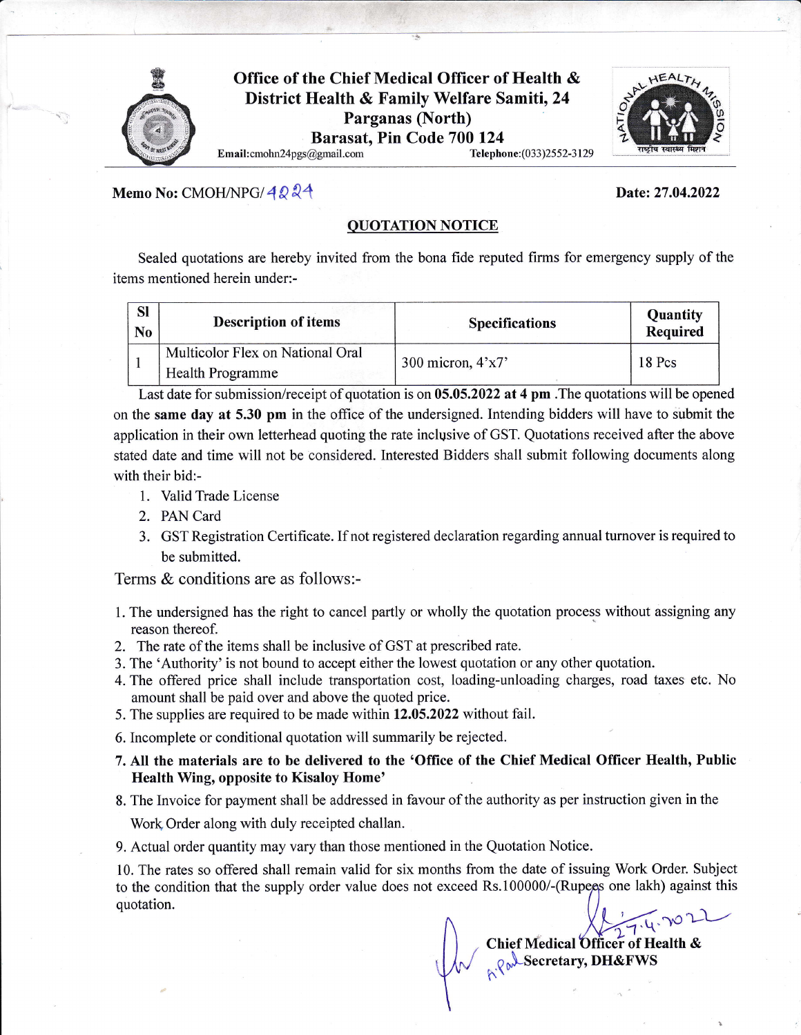# Office of the Chief Medical Officer of Health & District Health & Family Welfare Samiti, 24 Parganas (North)

**Barasat, Pin Code 700 124**

**Email:**cmohn24pgs@gmail.com **Telephone:**(033)2552-3129

राष्ट्रीय स्वास्थ्य मिशन

**Memo No:** CMOH/NPG/ 4224 **Date: 27.04.2022**

## QUOTATION NOTICE

Sealed quotations are hereby invited from the bona fide reputed firms for emergency supply of the items mentioned herein under:-

| Sl No | Description of items | Specifications | Quantity Required |
|---|---|---|---|
| 1 | Multicolor Flex on National Oral Health Programme | 300 micron, 4'x7' | 18 Pcs |

Last date for submission/receipt of quotation is on **05.05.2022 at 4 pm** .The quotations will be opened on the **same day at 5.30 pm** in the office of the undersigned. Intending bidders will have to submit the application in their own letterhead quoting the rate inclusive of GST. Quotations received after the above stated date and time will not be considered. Interested Bidders shall submit following documents along with their bid:-

1. Valid Trade License
2. PAN Card
3. GST Registration Certificate. If not registered declaration regarding annual turnover is required to be submitted.

Terms & conditions are as follows:-

1. The undersigned has the right to cancel partly or wholly the quotation process without assigning any reason thereof.
2. The rate of the items shall be inclusive of GST at prescribed rate.
3. The 'Authority' is not bound to accept either the lowest quotation or any other quotation.
4. The offered price shall include transportation cost, loading-unloading charges, road taxes etc. No amount shall be paid over and above the quoted price.
5. The supplies are required to be made within **12.05.2022** without fail.
6. Incomplete or conditional quotation will summarily be rejected.
7. **All the materials are to be delivered to the 'Office of the Chief Medical Officer Health, Public Health Wing, opposite to Kisaloy Home'**
8. The Invoice for payment shall be addressed in favour of the authority as per instruction given in the Work Order along with duly receipted challan.
9. Actual order quantity may vary than those mentioned in the Quotation Notice.
10. The rates so offered shall remain valid for six months from the date of issuing Work Order. Subject to the condition that the supply order value does not exceed Rs.100000/-(Rupees one lakh) against this quotation.

27.4.2022

**Chief Medical Officer of Health &**
**Secretary, DH&FWS**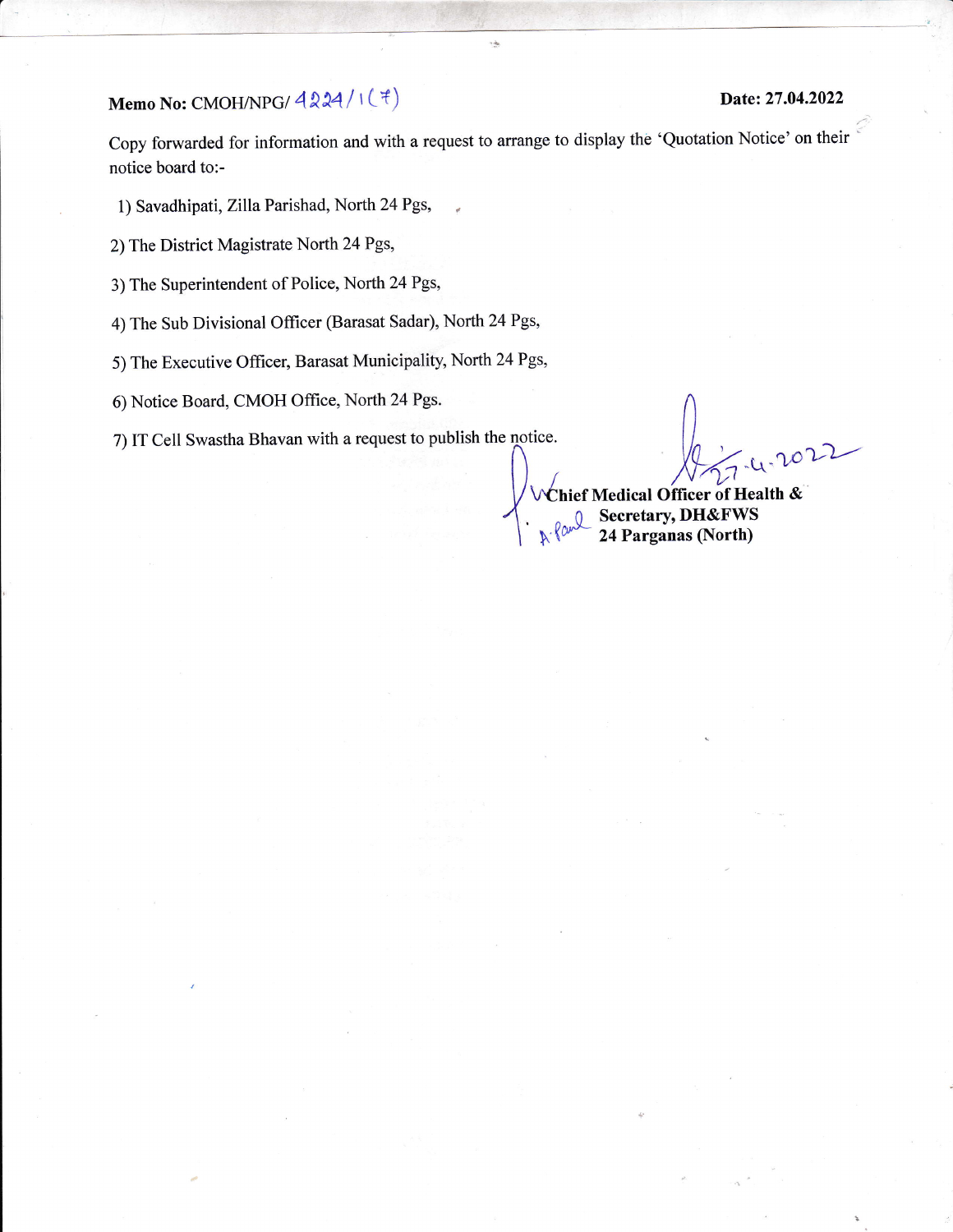**Memo No:** CMOH/NPG/ 4224/1(7) **Date: 27.04.2022**

Copy forwarded for information and with a request to arrange to display the 'Quotation Notice' on their notice board to:-

1) Savadhipati, Zilla Parishad, North 24 Pgs,
2) The District Magistrate North 24 Pgs,
3) The Superintendent of Police, North 24 Pgs,
4) The Sub Divisional Officer (Barasat Sadar), North 24 Pgs,
5) The Executive Officer, Barasat Municipality, North 24 Pgs,
6) Notice Board, CMOH Office, North 24 Pgs.
7) IT Cell Swastha Bhavan with a request to publish the notice.

27.4.2022

**Chief Medical Officer of Health &**
**Secretary, DH&FWS**
**24 Parganas (North)**